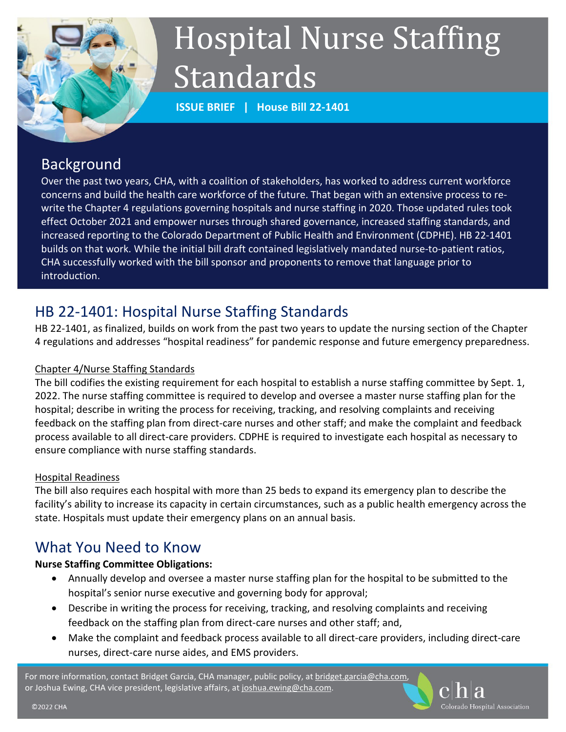# Hospital Nurse Staffing Standards

**ISSUE BRIEF | House Bill 22-1401**

## Background

Over the past two years, CHA, with a coalition of stakeholders, has worked to address current workforce concerns and build the health care workforce of the future. That began with an extensive process to re-write the Chapter 4 regulations governing hospitals and nurse staffing in 2020. Those updated rules took effect October 2021 and empower nurses through shared governance, increased staffing standards, and increased reporting to the Colorado Department of Public Health and Environment (CDPHE). HB 22-1401 builds on that work. While the initial bill draft contained legislatively mandated nurse-to-patient ratios, CHA successfully worked with the bill sponsor and proponents to remove that language prior to introduction.

## HB 22-1401: Hospital Nurse Staffing Standards

HB 22-1401, as finalized, builds on work from the past two years to update the nursing section of the Chapter 4 regulations and addresses "hospital readiness" for pandemic response and future emergency preparedness.

### Chapter 4/Nurse Staffing Standards

The bill codifies the existing requirement for each hospital to establish a nurse staffing committee by Sept. 1, 2022. The nurse staffing committee is required to develop and oversee a master nurse staffing plan for the hospital; describe in writing the process for receiving, tracking, and resolving complaints and receiving feedback on the staffing plan from direct-care nurses and other staff; and make the complaint and feedback process available to all direct-care providers. CDPHE is required to investigate each hospital as necessary to ensure compliance with nurse staffing standards.

### Hospital Readiness

The bill also requires each hospital with more than 25 beds to expand its emergency plan to describe the facility's ability to increase its capacity in certain circumstances, such as a public health emergency across the state. Hospitals must update their emergency plans on an annual basis.

## What You Need to Know

**Nurse Staffing Committee Obligations:**

- Annually develop and oversee a master nurse staffing plan for the hospital to be submitted to the hospital's senior nurse executive and governing body for approval;
- Describe in writing the process for receiving, tracking, and resolving complaints and receiving feedback on the staffing plan from direct-care nurses and other staff; and,
- Make the complaint and feedback process available to all direct-care providers, including direct-care nurses, direct-care nurse aides, and EMS providers.

For more information, contact Bridget Garcia, CHA manager, public policy, at bridget.garcia@cha.com, or Joshua Ewing, CHA vice president, legislative affairs, at joshua.ewing@cha.com.

©2022 CHA

cha Colorado Hospital Association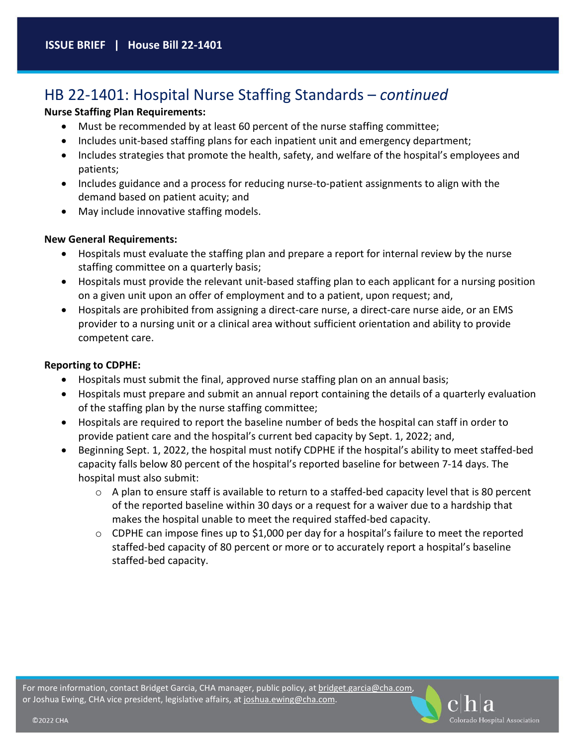## HB 22-1401: Hospital Nurse Staffing Standards – *continued*

**Nurse Staffing Plan Requirements:**

- Must be recommended by at least 60 percent of the nurse staffing committee;
- Includes unit-based staffing plans for each inpatient unit and emergency department;
- Includes strategies that promote the health, safety, and welfare of the hospital's employees and patients;
- Includes guidance and a process for reducing nurse-to-patient assignments to align with the demand based on patient acuity; and
- May include innovative staffing models.

**New General Requirements:**

- Hospitals must evaluate the staffing plan and prepare a report for internal review by the nurse staffing committee on a quarterly basis;
- Hospitals must provide the relevant unit-based staffing plan to each applicant for a nursing position on a given unit upon an offer of employment and to a patient, upon request; and,
- Hospitals are prohibited from assigning a direct-care nurse, a direct-care nurse aide, or an EMS provider to a nursing unit or a clinical area without sufficient orientation and ability to provide competent care.

**Reporting to CDPHE:**

- Hospitals must submit the final, approved nurse staffing plan on an annual basis;
- Hospitals must prepare and submit an annual report containing the details of a quarterly evaluation of the staffing plan by the nurse staffing committee;
- Hospitals are required to report the baseline number of beds the hospital can staff in order to provide patient care and the hospital's current bed capacity by Sept. 1, 2022; and,
- Beginning Sept. 1, 2022, the hospital must notify CDPHE if the hospital's ability to meet staffed-bed capacity falls below 80 percent of the hospital's reported baseline for between 7-14 days. The hospital must also submit:
  - A plan to ensure staff is available to return to a staffed-bed capacity level that is 80 percent of the reported baseline within 30 days or a request for a waiver due to a hardship that makes the hospital unable to meet the required staffed-bed capacity.
  - CDPHE can impose fines up to $1,000 per day for a hospital's failure to meet the reported staffed-bed capacity of 80 percent or more or to accurately report a hospital's baseline staffed-bed capacity.

For more information, contact Bridget Garcia, CHA manager, public policy, at bridget.garcia@cha.com, or Joshua Ewing, CHA vice president, legislative affairs, at joshua.ewing@cha.com.

©2022 CHA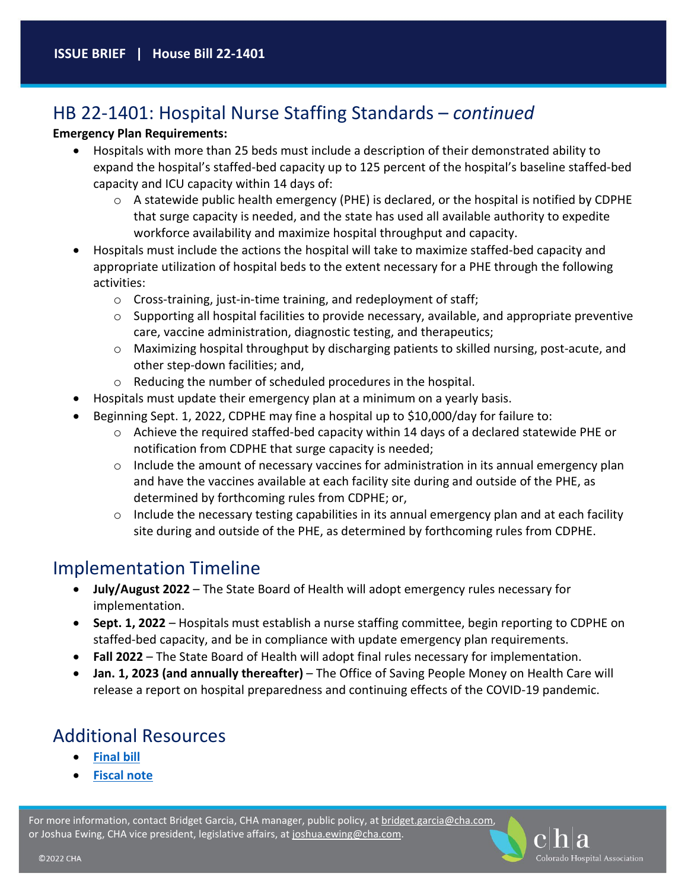## HB 22-1401: Hospital Nurse Staffing Standards – *continued*

**Emergency Plan Requirements:**

- Hospitals with more than 25 beds must include a description of their demonstrated ability to expand the hospital's staffed-bed capacity up to 125 percent of the hospital's baseline staffed-bed capacity and ICU capacity within 14 days of:
    - A statewide public health emergency (PHE) is declared, or the hospital is notified by CDPHE that surge capacity is needed, and the state has used all available authority to expedite workforce availability and maximize hospital throughput and capacity.
- Hospitals must include the actions the hospital will take to maximize staffed-bed capacity and appropriate utilization of hospital beds to the extent necessary for a PHE through the following activities:
    - Cross-training, just-in-time training, and redeployment of staff;
    - Supporting all hospital facilities to provide necessary, available, and appropriate preventive care, vaccine administration, diagnostic testing, and therapeutics;
    - Maximizing hospital throughput by discharging patients to skilled nursing, post-acute, and other step-down facilities; and,
    - Reducing the number of scheduled procedures in the hospital.
- Hospitals must update their emergency plan at a minimum on a yearly basis.
- Beginning Sept. 1, 2022, CDPHE may fine a hospital up to $10,000/day for failure to:
    - Achieve the required staffed-bed capacity within 14 days of a declared statewide PHE or notification from CDPHE that surge capacity is needed;
    - Include the amount of necessary vaccines for administration in its annual emergency plan and have the vaccines available at each facility site during and outside of the PHE, as determined by forthcoming rules from CDPHE; or,
    - Include the necessary testing capabilities in its annual emergency plan and at each facility site during and outside of the PHE, as determined by forthcoming rules from CDPHE.

## Implementation Timeline

- **July/August 2022** – The State Board of Health will adopt emergency rules necessary for implementation.
- **Sept. 1, 2022** – Hospitals must establish a nurse staffing committee, begin reporting to CDPHE on staffed-bed capacity, and be in compliance with update emergency plan requirements.
- **Fall 2022** – The State Board of Health will adopt final rules necessary for implementation.
- **Jan. 1, 2023 (and annually thereafter)** – The Office of Saving People Money on Health Care will release a report on hospital preparedness and continuing effects of the COVID-19 pandemic.

## Additional Resources

- **Final bill**
- **Fiscal note**

For more information, contact Bridget Garcia, CHA manager, public policy, at bridget.garcia@cha.com, or Joshua Ewing, CHA vice president, legislative affairs, at joshua.ewing@cha.com.

©2022 CHA

cha Colorado Hospital Association